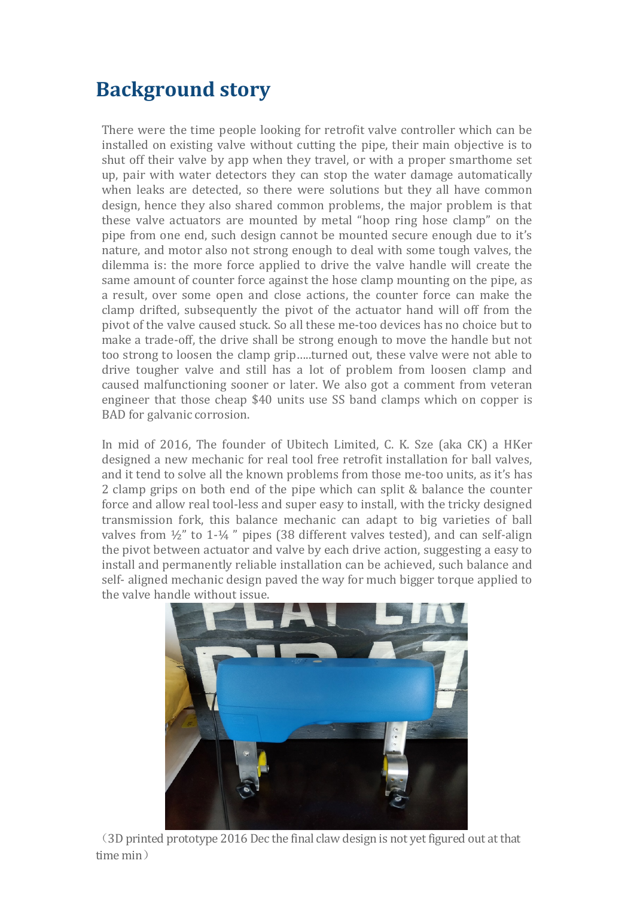# Background story

There were the time people looking for retrofit valve controller which can be installed on existing valve without cutting the pipe, their main objective is to shut off their valve by app when they travel, or with a proper smarthome set up, pair with water detectors they can stop the water damage automatically when leaks are detected, so there were solutions but they all have common design, hence they also shared common problems, the major problem is that these valve actuators are mounted by metal "hoop ring hose clamp" on the pipe from one end, such design cannot be mounted secure enough due to it's nature, and motor also not strong enough to deal with some tough valves, the dilemma is: the more force applied to drive the valve handle will create the same amount of counter force against the hose clamp mounting on the pipe, as a result, over some open and close actions, the counter force can make the clamp drifted, subsequently the pivot of the actuator hand will off from the pivot of the valve caused stuck. So all these me-too devices has no choice but to make a trade-off, the drive shall be strong enough to move the handle but not too strong to loosen the clamp grip.....turned out, these valve were not able to drive tougher valve and still has a lot of problem from loosen clamp and caused malfunctioning sooner or later. We also got a comment from veteran engineer that those cheap $40 units use SS band clamps which on copper is BAD for galvanic corrosion.

In mid of 2016, The founder of Ubitech Limited, C. K. Sze (aka CK) a HKer designed a new mechanic for real tool free retrofit installation for ball valves, and it tend to solve all the known problems from those me-too units, as it's has 2 clamp grips on both end of the pipe which can split & balance the counter force and allow real tool-less and super easy to install, with the tricky designed transmission fork, this balance mechanic can adapt to big varieties of ball valves from ½" to 1-¼ " pipes (38 different valves tested), and can self-align the pivot between actuator and valve by each drive action, suggesting a easy to install and permanently reliable installation can be achieved, such balance and self- aligned mechanic design paved the way for much bigger torque applied to the valve handle without issue.

（3D printed prototype 2016 Dec the final claw design is not yet figured out at that time min）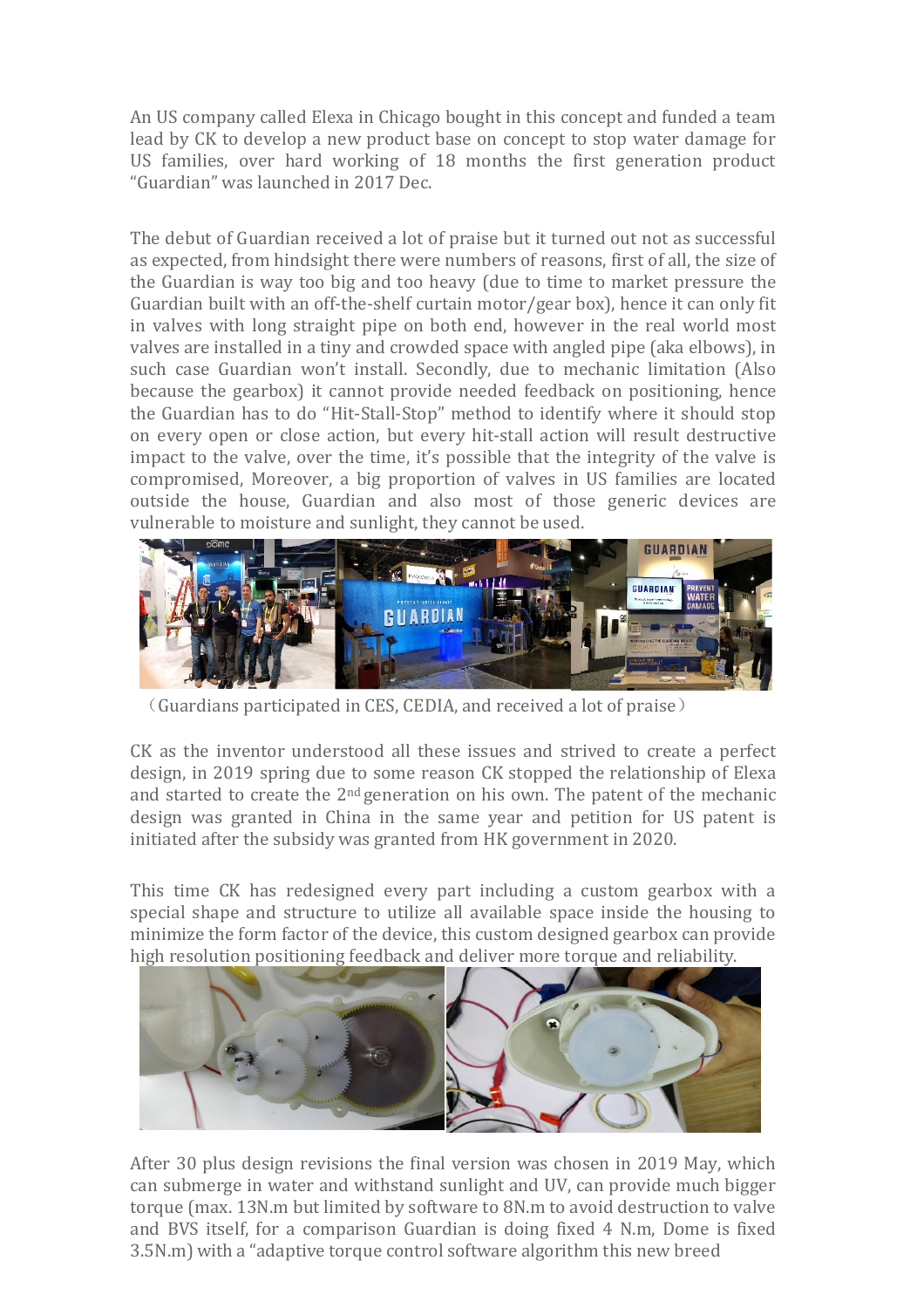An US company called Elexa in Chicago bought in this concept and funded a team lead by CK to develop a new product base on concept to stop water damage for US families, over hard working of 18 months the first generation product "Guardian" was launched in 2017 Dec.

The debut of Guardian received a lot of praise but it turned out not as successful as expected, from hindsight there were numbers of reasons, first of all, the size of the Guardian is way too big and too heavy (due to time to market pressure the Guardian built with an off-the-shelf curtain motor/gear box), hence it can only fit in valves with long straight pipe on both end, however in the real world most valves are installed in a tiny and crowded space with angled pipe (aka elbows), in such case Guardian won't install. Secondly, due to mechanic limitation (Also because the gearbox) it cannot provide needed feedback on positioning, hence the Guardian has to do "Hit-Stall-Stop" method to identify where it should stop on every open or close action, but every hit-stall action will result destructive impact to the valve, over the time, it's possible that the integrity of the valve is compromised, Moreover, a big proportion of valves in US families are located outside the house, Guardian and also most of those generic devices are vulnerable to moisture and sunlight, they cannot be used.

（Guardians participated in CES, CEDIA, and received a lot of praise）

CK as the inventor understood all these issues and strived to create a perfect design, in 2019 spring due to some reason CK stopped the relationship of Elexa and started to create the 2nd generation on his own. The patent of the mechanic design was granted in China in the same year and petition for US patent is initiated after the subsidy was granted from HK government in 2020.

This time CK has redesigned every part including a custom gearbox with a special shape and structure to utilize all available space inside the housing to minimize the form factor of the device, this custom designed gearbox can provide high resolution positioning feedback and deliver more torque and reliability.

After 30 plus design revisions the final version was chosen in 2019 May, which can submerge in water and withstand sunlight and UV, can provide much bigger torque (max. 13N.m but limited by software to 8N.m to avoid destruction to valve and BVS itself, for a comparison Guardian is doing fixed 4 N.m, Dome is fixed 3.5N.m) with a "adaptive torque control software algorithm this new breed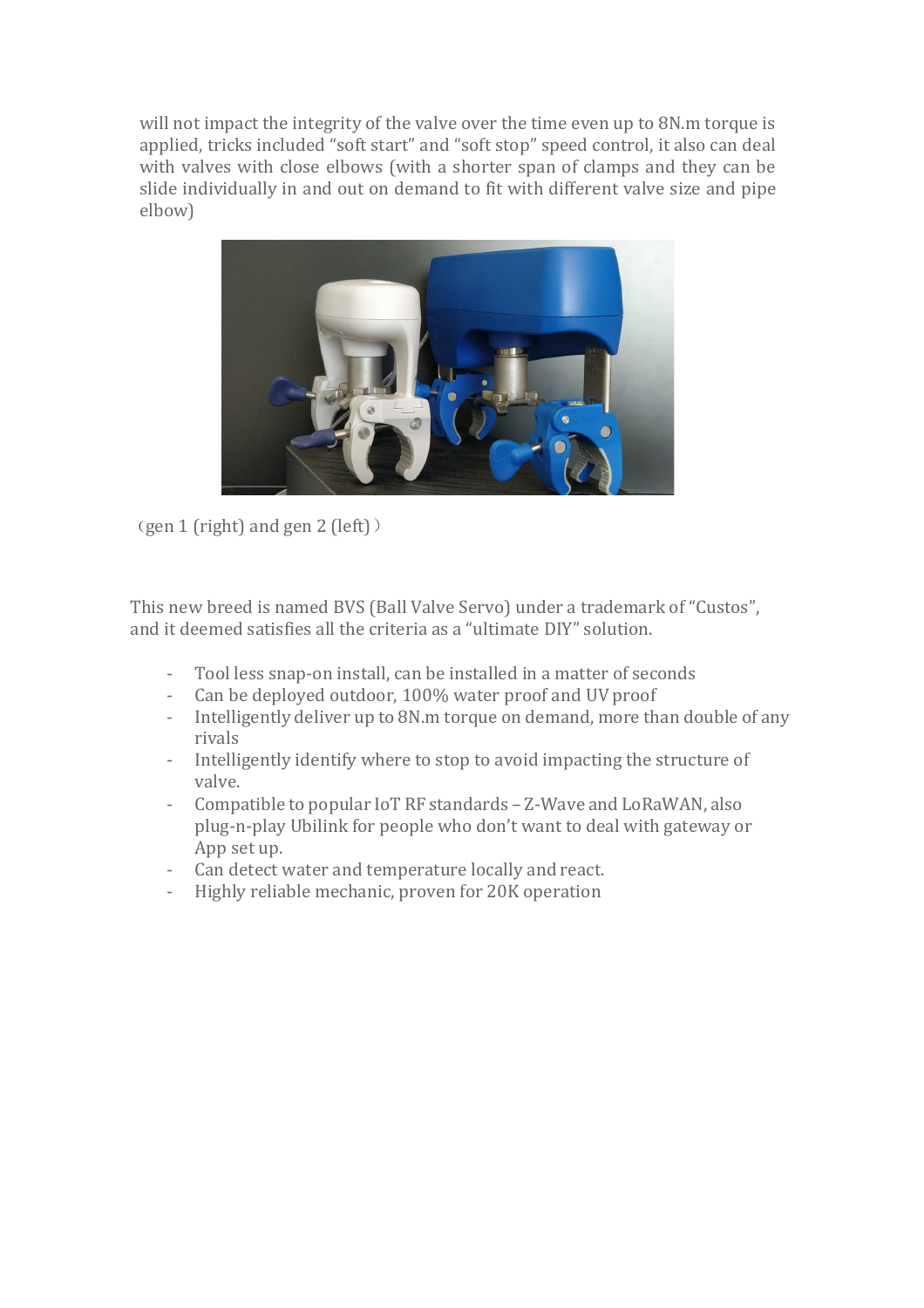will not impact the integrity of the valve over the time even up to 8N.m torque is applied, tricks included "soft start" and "soft stop" speed control, it also can deal with valves with close elbows (with a shorter span of clamps and they can be slide individually in and out on demand to fit with different valve size and pipe elbow)

（gen 1 (right) and gen 2 (left)）

This new breed is named BVS (Ball Valve Servo) under a trademark of "Custos", and it deemed satisfies all the criteria as a "ultimate DIY" solution.

- Tool less snap-on install, can be installed in a matter of seconds
- Can be deployed outdoor, 100% water proof and UV proof
- Intelligently deliver up to 8N.m torque on demand, more than double of any rivals
- Intelligently identify where to stop to avoid impacting the structure of valve.
- Compatible to popular IoT RF standards – Z-Wave and LoRaWAN, also plug-n-play Ubilink for people who don't want to deal with gateway or App set up.
- Can detect water and temperature locally and react.
- Highly reliable mechanic, proven for 20K operation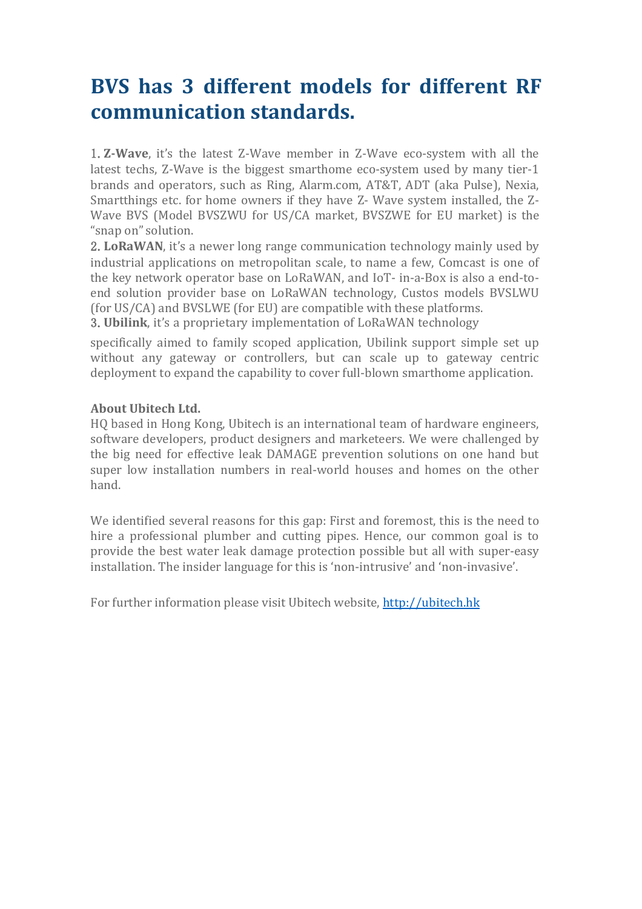# BVS has 3 different models for different RF communication standards.

1. **Z-Wave**, it's the latest Z-Wave member in Z-Wave eco-system with all the latest techs, Z-Wave is the biggest smarthome eco-system used by many tier-1 brands and operators, such as Ring, Alarm.com, AT&T, ADT (aka Pulse), Nexia, Smartthings etc. for home owners if they have Z- Wave system installed, the Z-Wave BVS (Model BVSZWU for US/CA market, BVSZWE for EU market) is the "snap on" solution.
2. **LoRaWAN**, it's a newer long range communication technology mainly used by industrial applications on metropolitan scale, to name a few, Comcast is one of the key network operator base on LoRaWAN, and IoT- in-a-Box is also a end-to-end solution provider base on LoRaWAN technology, Custos models BVSLWU (for US/CA) and BVSLWE (for EU) are compatible with these platforms.
3. **Ubilink**, it's a proprietary implementation of LoRaWAN technology

specifically aimed to family scoped application, Ubilink support simple set up without any gateway or controllers, but can scale up to gateway centric deployment to expand the capability to cover full-blown smarthome application.

**About Ubitech Ltd.**
HQ based in Hong Kong, Ubitech is an international team of hardware engineers, software developers, product designers and marketeers. We were challenged by the big need for effective leak DAMAGE prevention solutions on one hand but super low installation numbers in real-world houses and homes on the other hand.

We identified several reasons for this gap: First and foremost, this is the need to hire a professional plumber and cutting pipes. Hence, our common goal is to provide the best water leak damage protection possible but all with super-easy installation. The insider language for this is 'non-intrusive' and 'non-invasive'.

For further information please visit Ubitech website, [http://ubitech.hk](http://ubitech.hk)